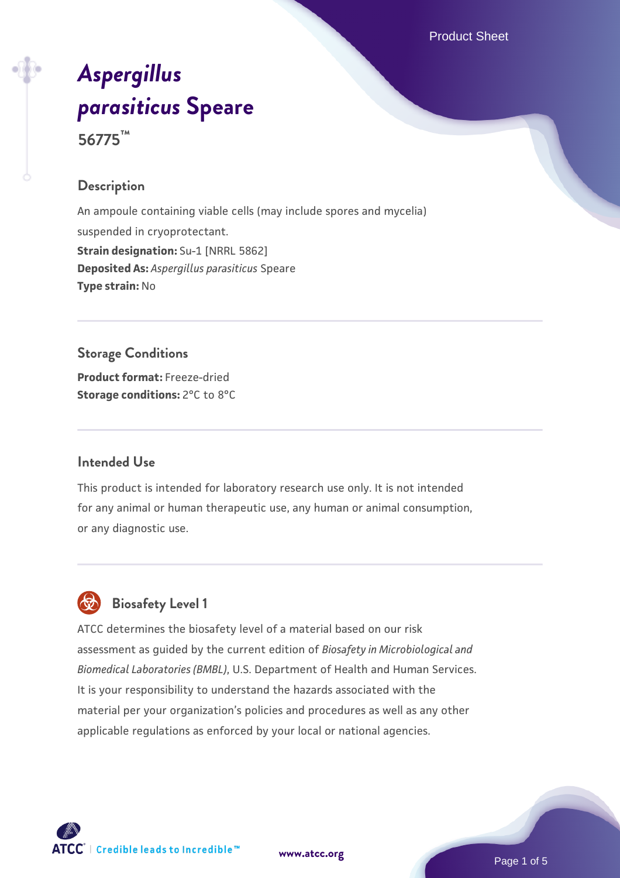# *Aspergillus parasiticus* Speare

**56775™**

## Description

An ampoule containing viable cells (may include spores and mycelia) suspended in cryoprotectant.

**Strain designation:** Su-1 [NRRL 5862]

**Deposited As:** *Aspergillus parasiticus* Speare

**Type strain:** No

## Storage Conditions

**Product format:** Freeze-dried

**Storage conditions:** 2°C to 8°C

## Intended Use

This product is intended for laboratory research use only. It is not intended for any animal or human therapeutic use, any human or animal consumption, or any diagnostic use.

## Biosafety Level 1

ATCC determines the biosafety level of a material based on our risk assessment as guided by the current edition of *Biosafety in Microbiological and Biomedical Laboratories (BMBL)*, U.S. Department of Health and Human Services. It is your responsibility to understand the hazards associated with the material per your organization's policies and procedures as well as any other applicable regulations as enforced by your local or national agencies.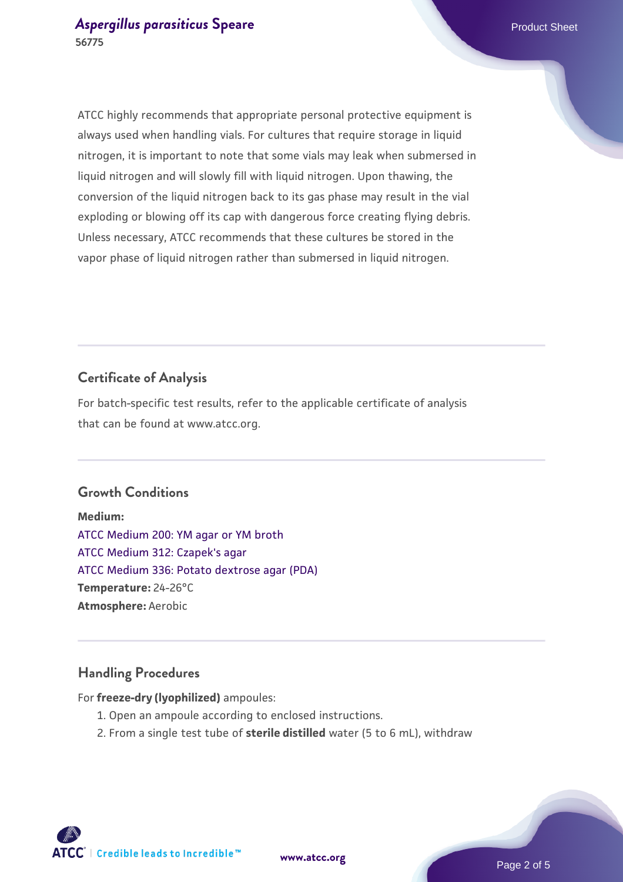ATCC highly recommends that appropriate personal protective equipment is always used when handling vials. For cultures that require storage in liquid nitrogen, it is important to note that some vials may leak when submersed in liquid nitrogen and will slowly fill with liquid nitrogen. Upon thawing, the conversion of the liquid nitrogen back to its gas phase may result in the vial exploding or blowing off its cap with dangerous force creating flying debris. Unless necessary, ATCC recommends that these cultures be stored in the vapor phase of liquid nitrogen rather than submersed in liquid nitrogen.

## Certificate of Analysis

For batch-specific test results, refer to the applicable certificate of analysis that can be found at www.atcc.org.

## Growth Conditions

**Medium:**
ATCC Medium 200: YM agar or YM broth
ATCC Medium 312: Czapek's agar
ATCC Medium 336: Potato dextrose agar (PDA)
**Temperature:** 24-26°C
**Atmosphere:** Aerobic

## Handling Procedures

For **freeze-dry (lyophilized)** ampoules:

1. Open an ampoule according to enclosed instructions.
2. From a single test tube of **sterile distilled** water (5 to 6 mL), withdraw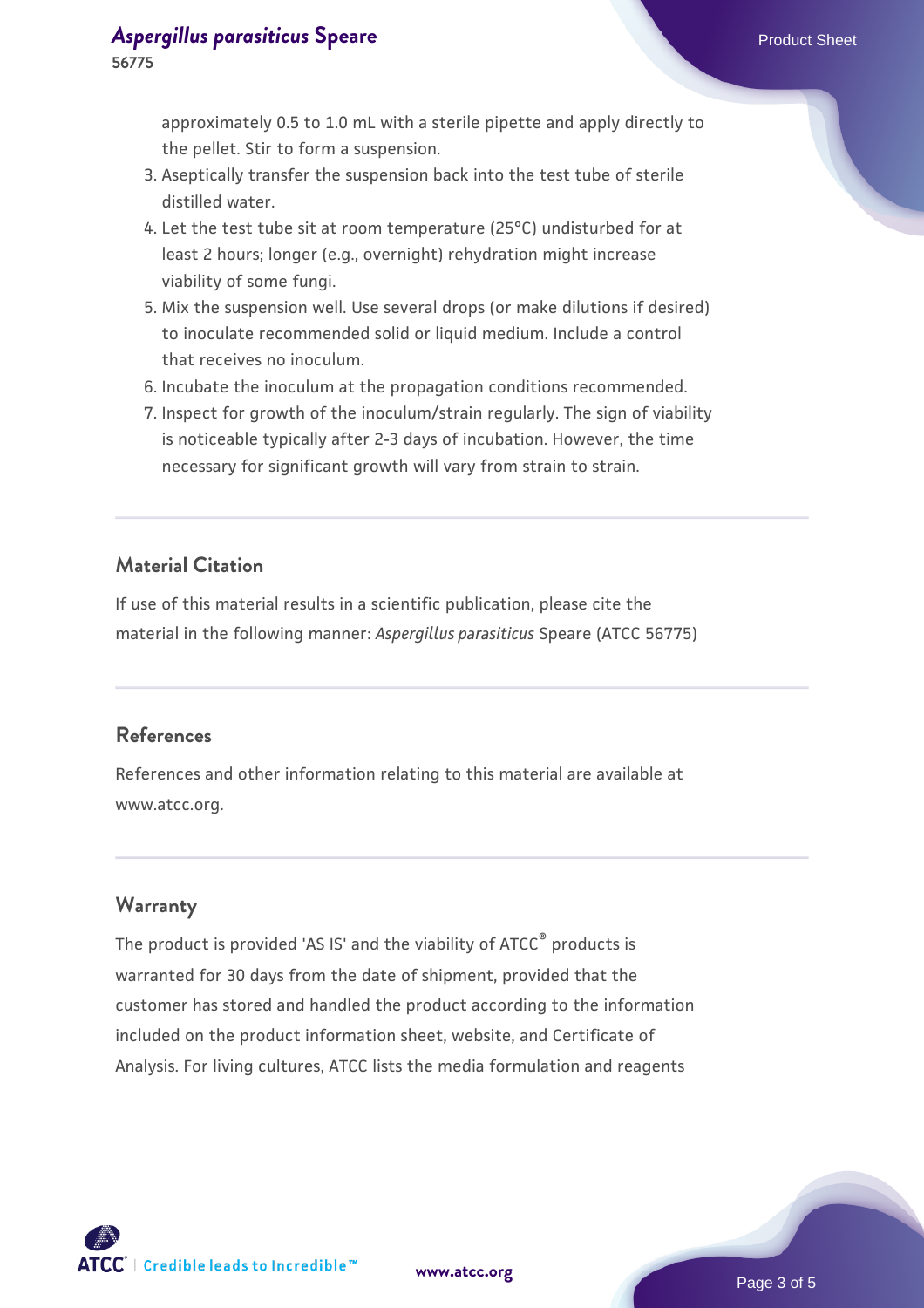approximately 0.5 to 1.0 mL with a sterile pipette and apply directly to the pellet. Stir to form a suspension.

3. Aseptically transfer the suspension back into the test tube of sterile distilled water.
4. Let the test tube sit at room temperature (25°C) undisturbed for at least 2 hours; longer (e.g., overnight) rehydration might increase viability of some fungi.
5. Mix the suspension well. Use several drops (or make dilutions if desired) to inoculate recommended solid or liquid medium. Include a control that receives no inoculum.
6. Incubate the inoculum at the propagation conditions recommended.
7. Inspect for growth of the inoculum/strain regularly. The sign of viability is noticeable typically after 2-3 days of incubation. However, the time necessary for significant growth will vary from strain to strain.

## Material Citation

If use of this material results in a scientific publication, please cite the material in the following manner: *Aspergillus parasiticus* Speare (ATCC 56775)

## References

References and other information relating to this material are available at www.atcc.org.

## Warranty

The product is provided 'AS IS' and the viability of ATCC® products is warranted for 30 days from the date of shipment, provided that the customer has stored and handled the product according to the information included on the product information sheet, website, and Certificate of Analysis. For living cultures, ATCC lists the media formulation and reagents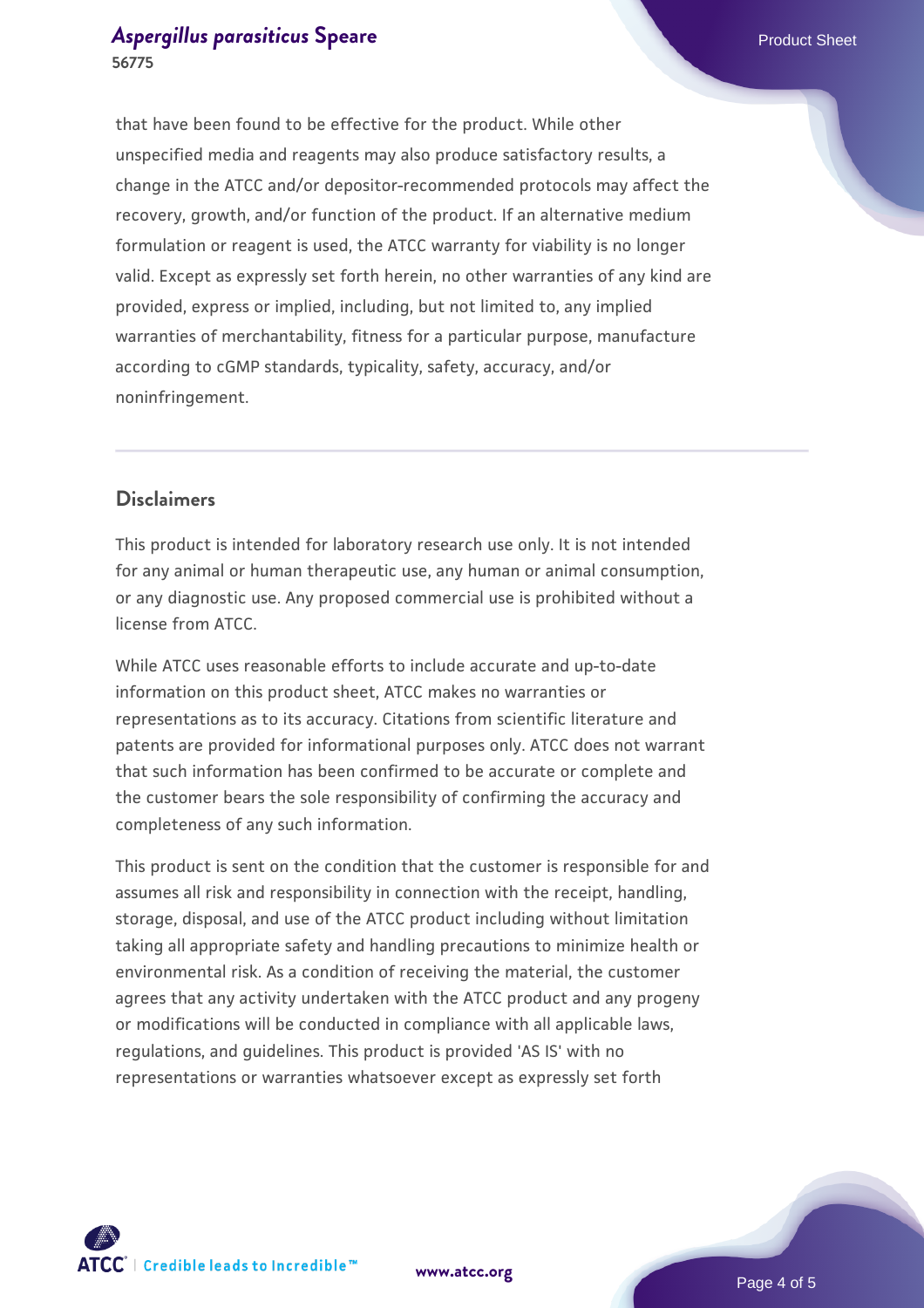that have been found to be effective for the product. While other unspecified media and reagents may also produce satisfactory results, a change in the ATCC and/or depositor-recommended protocols may affect the recovery, growth, and/or function of the product. If an alternative medium formulation or reagent is used, the ATCC warranty for viability is no longer valid. Except as expressly set forth herein, no other warranties of any kind are provided, express or implied, including, but not limited to, any implied warranties of merchantability, fitness for a particular purpose, manufacture according to cGMP standards, typicality, safety, accuracy, and/or noninfringement.

## Disclaimers

This product is intended for laboratory research use only. It is not intended for any animal or human therapeutic use, any human or animal consumption, or any diagnostic use. Any proposed commercial use is prohibited without a license from ATCC.

While ATCC uses reasonable efforts to include accurate and up-to-date information on this product sheet, ATCC makes no warranties or representations as to its accuracy. Citations from scientific literature and patents are provided for informational purposes only. ATCC does not warrant that such information has been confirmed to be accurate or complete and the customer bears the sole responsibility of confirming the accuracy and completeness of any such information.

This product is sent on the condition that the customer is responsible for and assumes all risk and responsibility in connection with the receipt, handling, storage, disposal, and use of the ATCC product including without limitation taking all appropriate safety and handling precautions to minimize health or environmental risk. As a condition of receiving the material, the customer agrees that any activity undertaken with the ATCC product and any progeny or modifications will be conducted in compliance with all applicable laws, regulations, and guidelines. This product is provided 'AS IS' with no representations or warranties whatsoever except as expressly set forth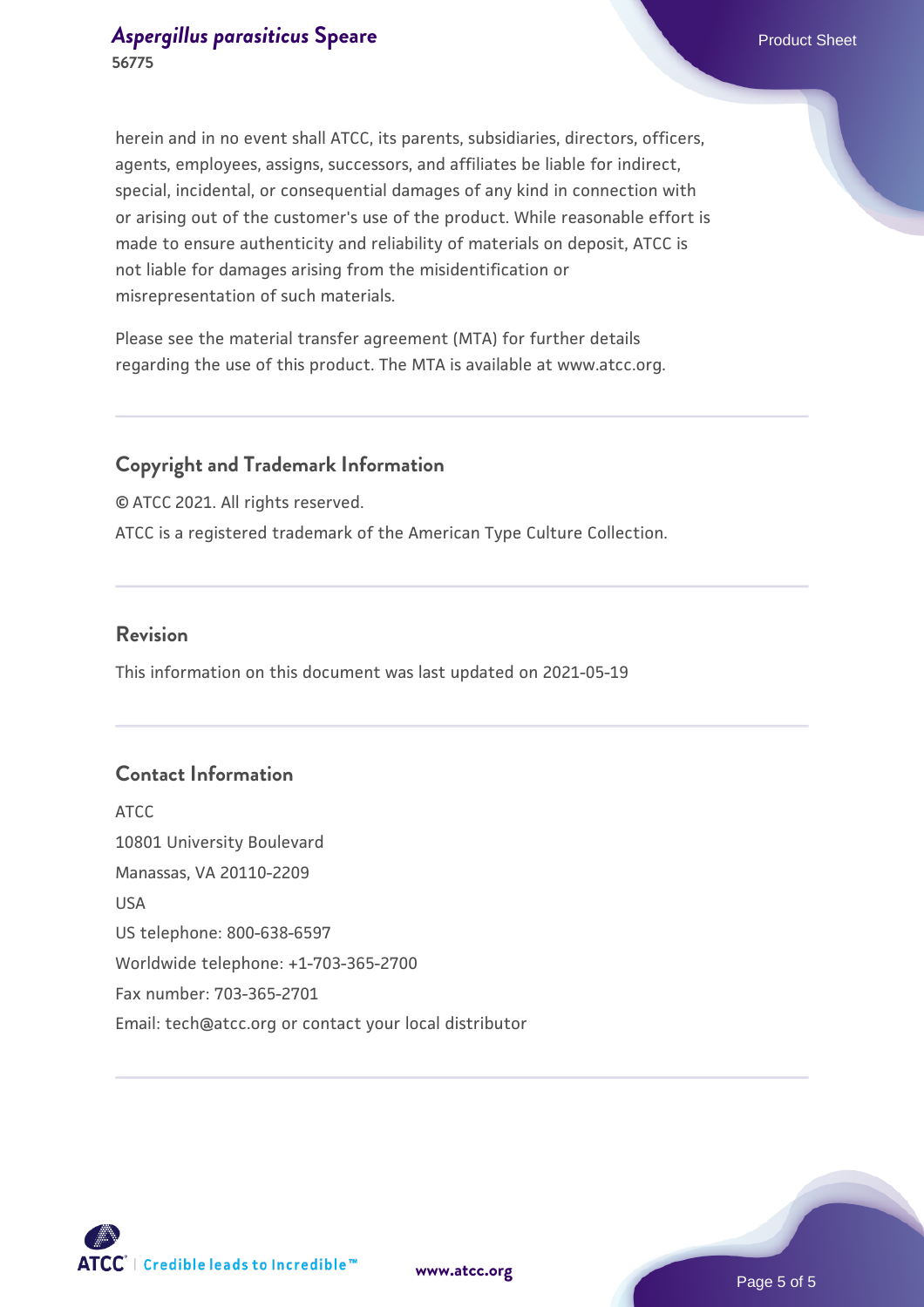herein and in no event shall ATCC, its parents, subsidiaries, directors, officers, agents, employees, assigns, successors, and affiliates be liable for indirect, special, incidental, or consequential damages of any kind in connection with or arising out of the customer's use of the product. While reasonable effort is made to ensure authenticity and reliability of materials on deposit, ATCC is not liable for damages arising from the misidentification or misrepresentation of such materials.

Please see the material transfer agreement (MTA) for further details regarding the use of this product. The MTA is available at www.atcc.org.

## Copyright and Trademark Information

© ATCC 2021. All rights reserved.

ATCC is a registered trademark of the American Type Culture Collection.

## Revision

This information on this document was last updated on 2021-05-19

## Contact Information

ATCC
10801 University Boulevard
Manassas, VA 20110-2209
USA
US telephone: 800-638-6597
Worldwide telephone: +1-703-365-2700
Fax number: 703-365-2701
Email: tech@atcc.org or contact your local distributor